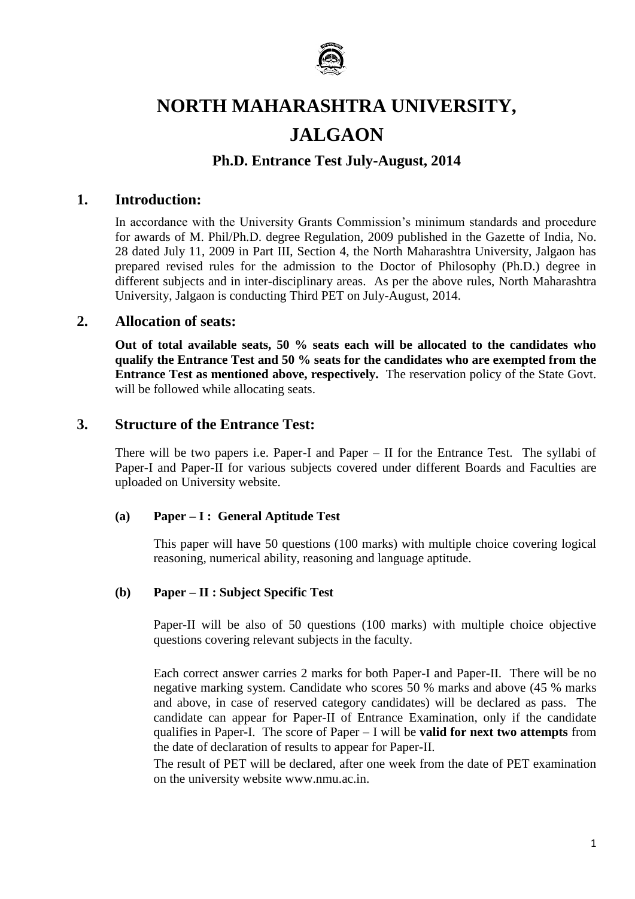# NORTH MAHARASHTRA UNIVERSITY, JALGAON

### Ph.D. Entrance Test July-August, 2014

## 1. Introduction:

In accordance with the University Grants Commission's minimum standards and procedure for awards of M. Phil/Ph.D. degree Regulation, 2009 published in the Gazette of India, No. 28 dated July 11, 2009 in Part III, Section 4, the North Maharashtra University, Jalgaon has prepared revised rules for the admission to the Doctor of Philosophy (Ph.D.) degree in different subjects and in inter-disciplinary areas. As per the above rules, North Maharashtra University, Jalgaon is conducting Third PET on July-August, 2014.

## 2. Allocation of seats:

**Out of total available seats, 50 % seats each will be allocated to the candidates who qualify the Entrance Test and 50 % seats for the candidates who are exempted from the Entrance Test as mentioned above, respectively.** The reservation policy of the State Govt. will be followed while allocating seats.

## 3. Structure of the Entrance Test:

There will be two papers i.e. Paper-I and Paper – II for the Entrance Test. The syllabi of Paper-I and Paper-II for various subjects covered under different Boards and Faculties are uploaded on University website.

**(a) Paper – I : General Aptitude Test**

This paper will have 50 questions (100 marks) with multiple choice covering logical reasoning, numerical ability, reasoning and language aptitude.

**(b) Paper – II : Subject Specific Test**

Paper-II will be also of 50 questions (100 marks) with multiple choice objective questions covering relevant subjects in the faculty.

Each correct answer carries 2 marks for both Paper-I and Paper-II. There will be no negative marking system. Candidate who scores 50 % marks and above (45 % marks and above, in case of reserved category candidates) will be declared as pass. The candidate can appear for Paper-II of Entrance Examination, only if the candidate qualifies in Paper-I. The score of Paper – I will be **valid for next two attempts** from the date of declaration of results to appear for Paper-II.

The result of PET will be declared, after one week from the date of PET examination on the university website www.nmu.ac.in.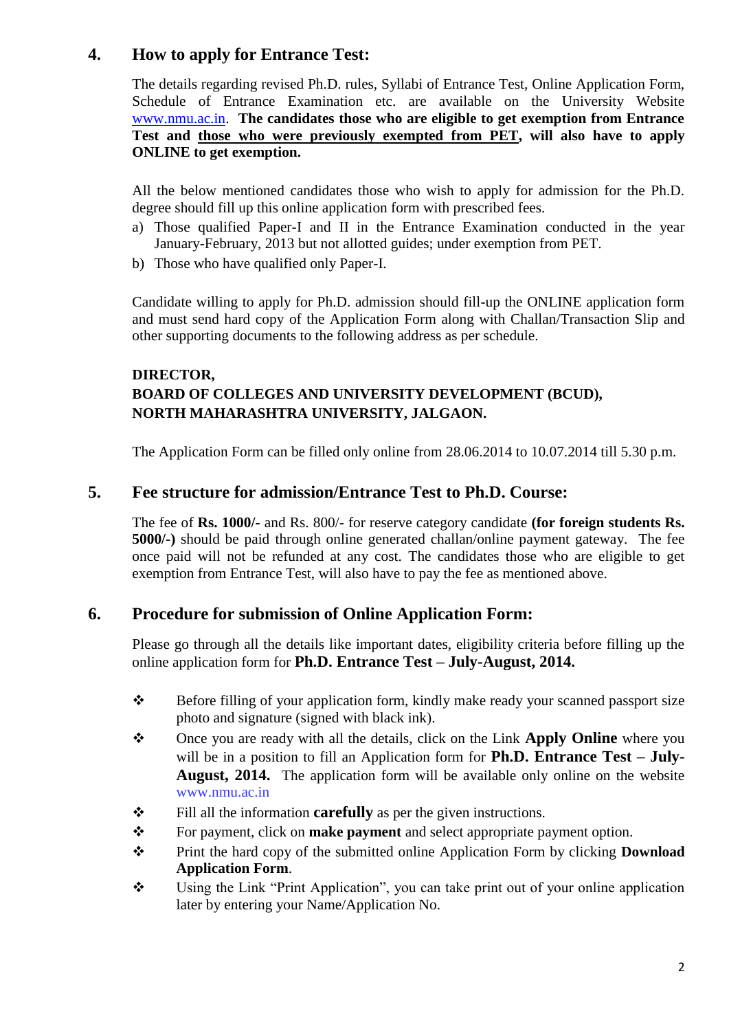## 4. How to apply for Entrance Test:

The details regarding revised Ph.D. rules, Syllabi of Entrance Test, Online Application Form, Schedule of Entrance Examination etc. are available on the University Website www.nmu.ac.in. **The candidates those who are eligible to get exemption from Entrance Test and those who were previously exempted from PET, will also have to apply ONLINE to get exemption.**

All the below mentioned candidates those who wish to apply for admission for the Ph.D. degree should fill up this online application form with prescribed fees.

a) Those qualified Paper-I and II in the Entrance Examination conducted in the year January-February, 2013 but not allotted guides; under exemption from PET.
b) Those who have qualified only Paper-I.

Candidate willing to apply for Ph.D. admission should fill-up the ONLINE application form and must send hard copy of the Application Form along with Challan/Transaction Slip and other supporting documents to the following address as per schedule.

**DIRECTOR,**
**BOARD OF COLLEGES AND UNIVERSITY DEVELOPMENT (BCUD),**
**NORTH MAHARASHTRA UNIVERSITY, JALGAON.**

The Application Form can be filled only online from 28.06.2014 to 10.07.2014 till 5.30 p.m.

## 5. Fee structure for admission/Entrance Test to Ph.D. Course:

The fee of **Rs. 1000/-** and Rs. 800/- for reserve category candidate **(for foreign students Rs. 5000/-)** should be paid through online generated challan/online payment gateway. The fee once paid will not be refunded at any cost. The candidates those who are eligible to get exemption from Entrance Test, will also have to pay the fee as mentioned above.

## 6. Procedure for submission of Online Application Form:

Please go through all the details like important dates, eligibility criteria before filling up the online application form for **Ph.D. Entrance Test – July-August, 2014.**

- Before filling of your application form, kindly make ready your scanned passport size photo and signature (signed with black ink).
- Once you are ready with all the details, click on the Link **Apply Online** where you will be in a position to fill an Application form for **Ph.D. Entrance Test – July-August, 2014.** The application form will be available only online on the website www.nmu.ac.in
- Fill all the information **carefully** as per the given instructions.
- For payment, click on **make payment** and select appropriate payment option.
- Print the hard copy of the submitted online Application Form by clicking **Download Application Form**.
- Using the Link "Print Application", you can take print out of your online application later by entering your Name/Application No.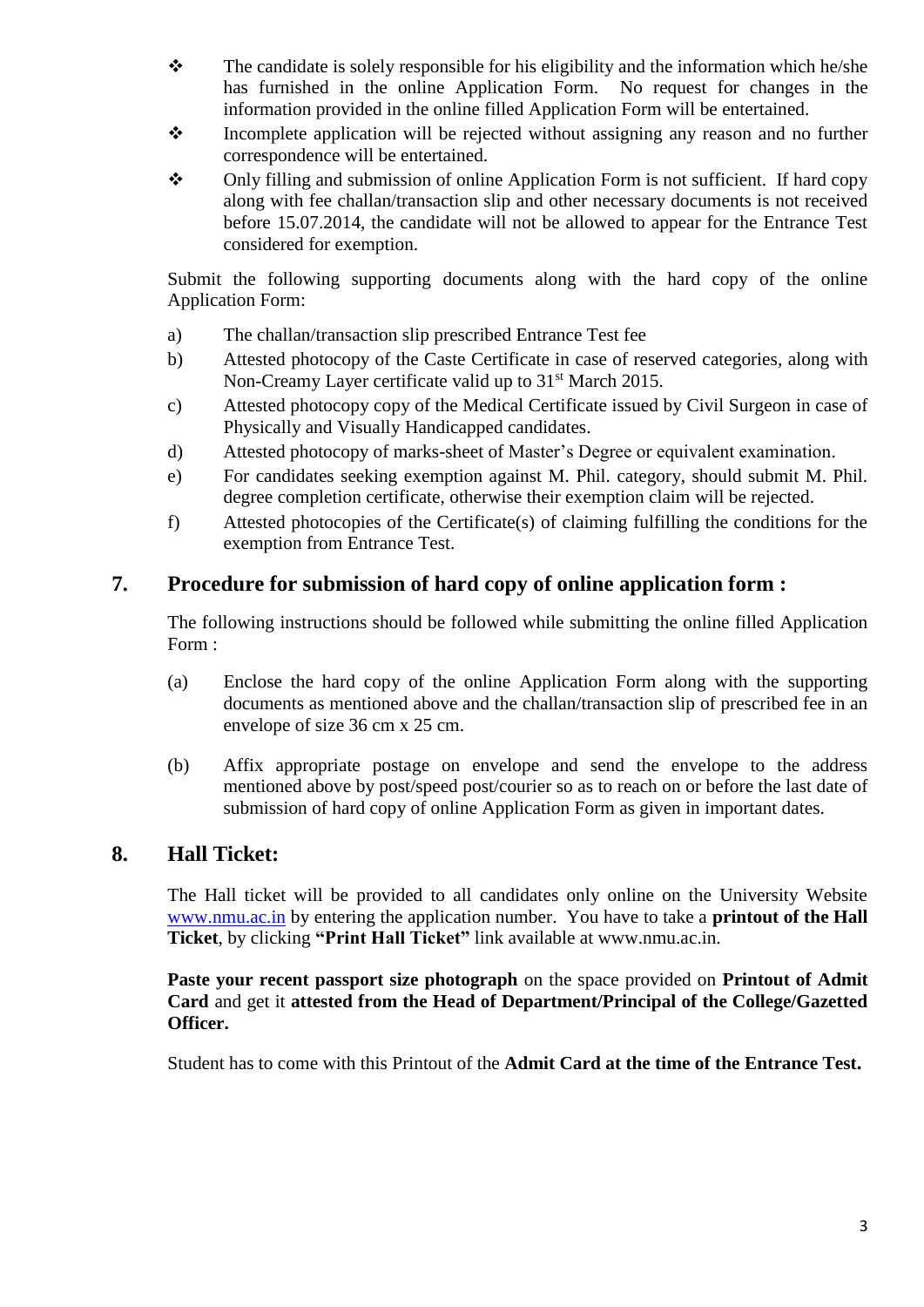- The candidate is solely responsible for his eligibility and the information which he/she has furnished in the online Application Form. No request for changes in the information provided in the online filled Application Form will be entertained.
- Incomplete application will be rejected without assigning any reason and no further correspondence will be entertained.
- Only filling and submission of online Application Form is not sufficient. If hard copy along with fee challan/transaction slip and other necessary documents is not received before 15.07.2014, the candidate will not be allowed to appear for the Entrance Test considered for exemption.

Submit the following supporting documents along with the hard copy of the online Application Form:

a) The challan/transaction slip prescribed Entrance Test fee

b) Attested photocopy of the Caste Certificate in case of reserved categories, along with Non-Creamy Layer certificate valid up to 31st March 2015.

c) Attested photocopy copy of the Medical Certificate issued by Civil Surgeon in case of Physically and Visually Handicapped candidates.

d) Attested photocopy of marks-sheet of Master's Degree or equivalent examination.

e) For candidates seeking exemption against M. Phil. category, should submit M. Phil. degree completion certificate, otherwise their exemption claim will be rejected.

f) Attested photocopies of the Certificate(s) of claiming fulfilling the conditions for the exemption from Entrance Test.

## 7. Procedure for submission of hard copy of online application form :

The following instructions should be followed while submitting the online filled Application Form :

(a) Enclose the hard copy of the online Application Form along with the supporting documents as mentioned above and the challan/transaction slip of prescribed fee in an envelope of size 36 cm x 25 cm.

(b) Affix appropriate postage on envelope and send the envelope to the address mentioned above by post/speed post/courier so as to reach on or before the last date of submission of hard copy of online Application Form as given in important dates.

## 8. Hall Ticket:

The Hall ticket will be provided to all candidates only online on the University Website www.nmu.ac.in by entering the application number. You have to take a **printout of the Hall Ticket**, by clicking **"Print Hall Ticket"** link available at www.nmu.ac.in.

**Paste your recent passport size photograph** on the space provided on **Printout of Admit Card** and get it **attested from the Head of Department/Principal of the College/Gazetted Officer.**

Student has to come with this Printout of the **Admit Card at the time of the Entrance Test.**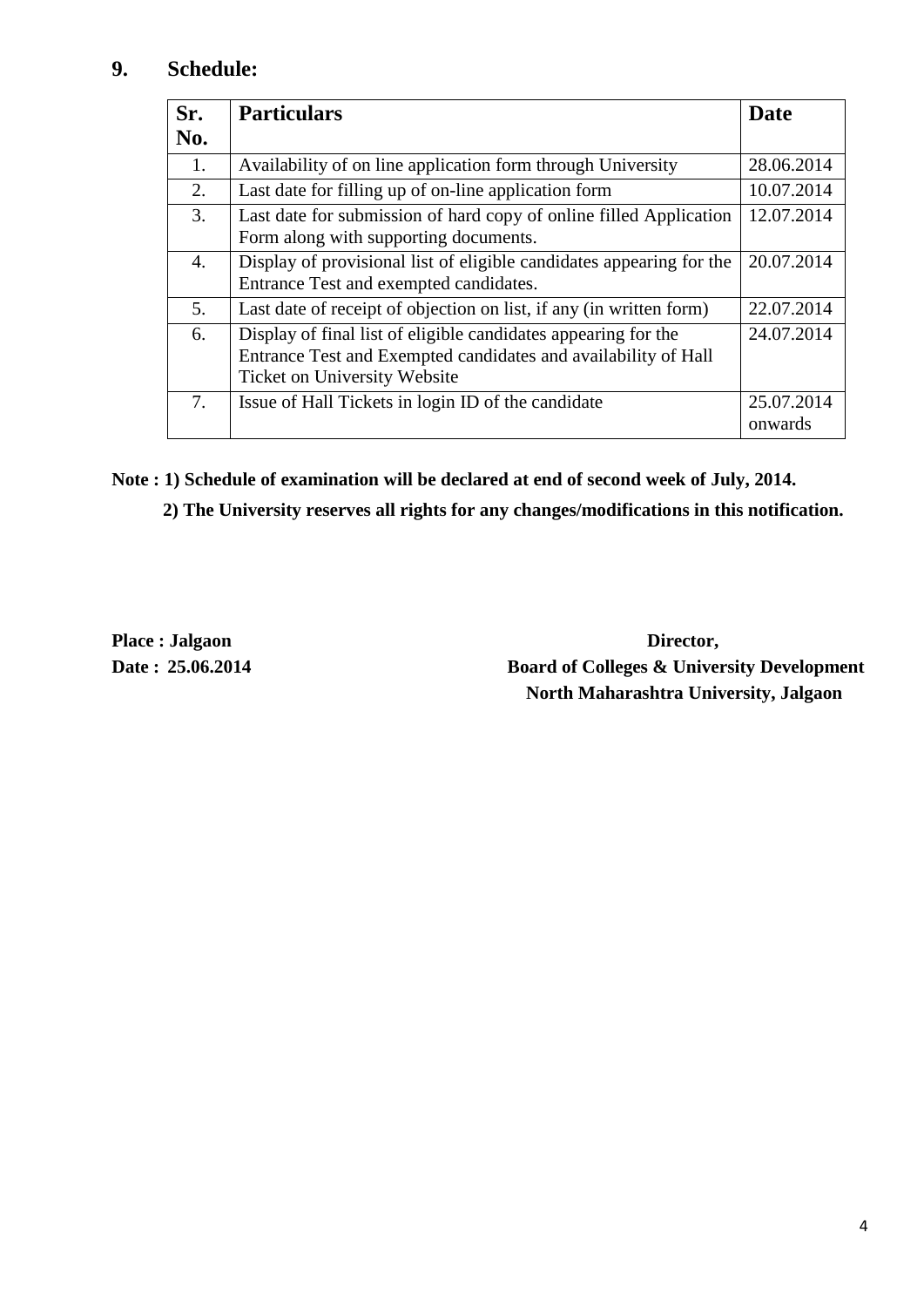## 9. Schedule:

| Sr. No. | Particulars | Date |
|---|---|---|
| 1. | Availability of on line application form through University | 28.06.2014 |
| 2. | Last date for filling up of on-line application form | 10.07.2014 |
| 3. | Last date for submission of hard copy of online filled Application Form along with supporting documents. | 12.07.2014 |
| 4. | Display of provisional list of eligible candidates appearing for the Entrance Test and exempted candidates. | 20.07.2014 |
| 5. | Last date of receipt of objection on list, if any (in written form) | 22.07.2014 |
| 6. | Display of final list of eligible candidates appearing for the Entrance Test and Exempted candidates and availability of Hall Ticket on University Website | 24.07.2014 |
| 7. | Issue of Hall Tickets in login ID of the candidate | 25.07.2014 onwards |

**Note : 1) Schedule of examination will be declared at end of second week of July, 2014.**

**2) The University reserves all rights for any changes/modifications in this notification.**

**Place : Jalgaon**
**Date : 25.06.2014**

**Director,**
**Board of Colleges & University Development**
**North Maharashtra University, Jalgaon**